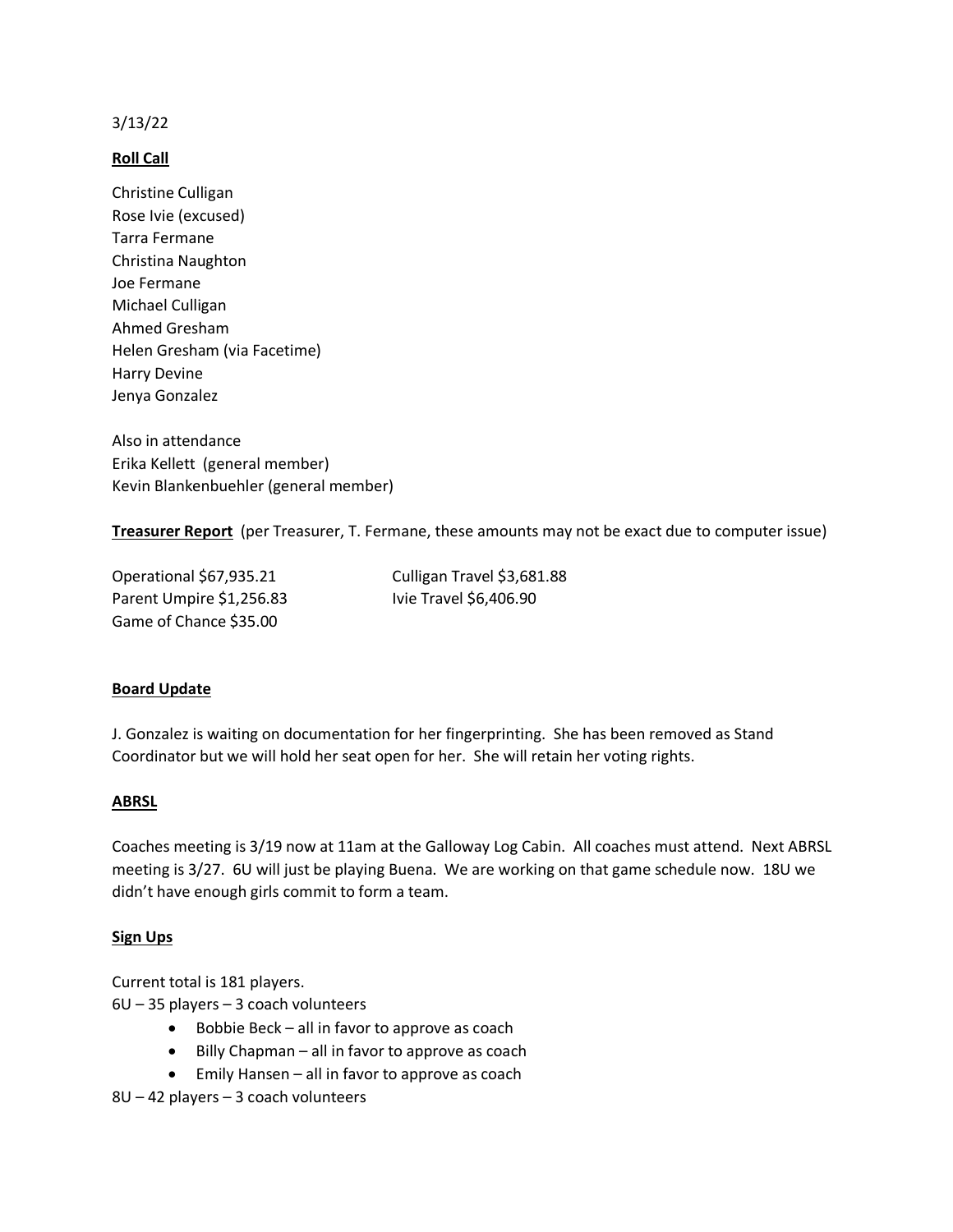3/13/22

**Roll Call**

Christine Culligan
Rose Ivie (excused)
Tarra Fermane
Christina Naughton
Joe Fermane
Michael Culligan
Ahmed Gresham
Helen Gresham (via Facetime)
Harry Devine
Jenya Gonzalez

Also in attendance
Erika Kellett (general member)
Kevin Blankenbuehler (general member)

**Treasurer Report** (per Treasurer, T. Fermane, these amounts may not be exact due to computer issue)

Operational $67,935.21
Parent Umpire $1,256.83
Game of Chance $35.00
Culligan Travel $3,681.88
Ivie Travel $6,406.90

**Board Update**

J. Gonzalez is waiting on documentation for her fingerprinting. She has been removed as Stand Coordinator but we will hold her seat open for her. She will retain her voting rights.

**ABRSL**

Coaches meeting is 3/19 now at 11am at the Galloway Log Cabin. All coaches must attend. Next ABRSL meeting is 3/27. 6U will just be playing Buena. We are working on that game schedule now. 18U we didn't have enough girls commit to form a team.

**Sign Ups**

Current total is 181 players.
6U – 35 players – 3 coach volunteers

- Bobbie Beck – all in favor to approve as coach
- Billy Chapman – all in favor to approve as coach
- Emily Hansen – all in favor to approve as coach

8U – 42 players – 3 coach volunteers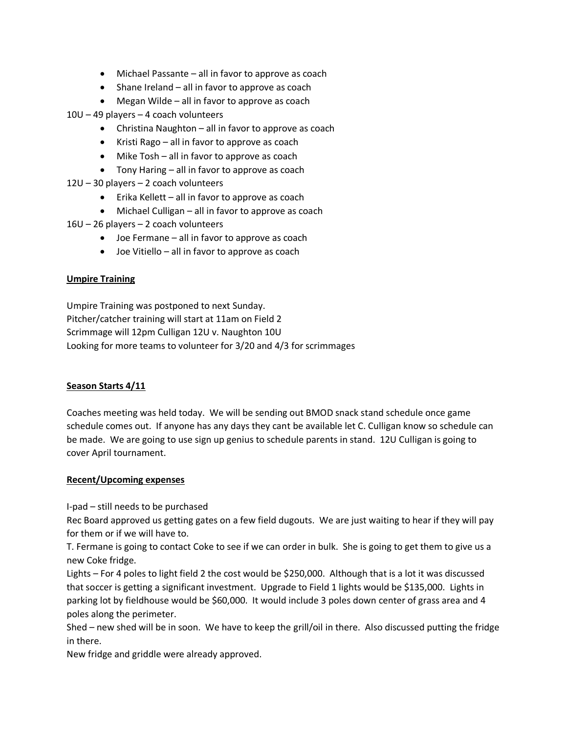- Michael Passante – all in favor to approve as coach
- Shane Ireland – all in favor to approve as coach
- Megan Wilde – all in favor to approve as coach

10U – 49 players – 4 coach volunteers

- Christina Naughton – all in favor to approve as coach
- Kristi Rago – all in favor to approve as coach
- Mike Tosh – all in favor to approve as coach
- Tony Haring – all in favor to approve as coach

12U – 30 players – 2 coach volunteers

- Erika Kellett – all in favor to approve as coach
- Michael Culligan – all in favor to approve as coach

16U – 26 players – 2 coach volunteers

- Joe Fermane – all in favor to approve as coach
- Joe Vitiello – all in favor to approve as coach

**Umpire Training**

Umpire Training was postponed to next Sunday.
Pitcher/catcher training will start at 11am on Field 2
Scrimmage will 12pm Culligan 12U v. Naughton 10U
Looking for more teams to volunteer for 3/20 and 4/3 for scrimmages

**Season Starts 4/11**

Coaches meeting was held today. We will be sending out BMOD snack stand schedule once game schedule comes out. If anyone has any days they cant be available let C. Culligan know so schedule can be made. We are going to use sign up genius to schedule parents in stand. 12U Culligan is going to cover April tournament.

**Recent/Upcoming expenses**

I-pad – still needs to be purchased
Rec Board approved us getting gates on a few field dugouts. We are just waiting to hear if they will pay for them or if we will have to.
T. Fermane is going to contact Coke to see if we can order in bulk. She is going to get them to give us a new Coke fridge.
Lights – For 4 poles to light field 2 the cost would be $250,000. Although that is a lot it was discussed that soccer is getting a significant investment. Upgrade to Field 1 lights would be $135,000. Lights in parking lot by fieldhouse would be $60,000. It would include 3 poles down center of grass area and 4 poles along the perimeter.
Shed – new shed will be in soon. We have to keep the grill/oil in there. Also discussed putting the fridge in there.
New fridge and griddle were already approved.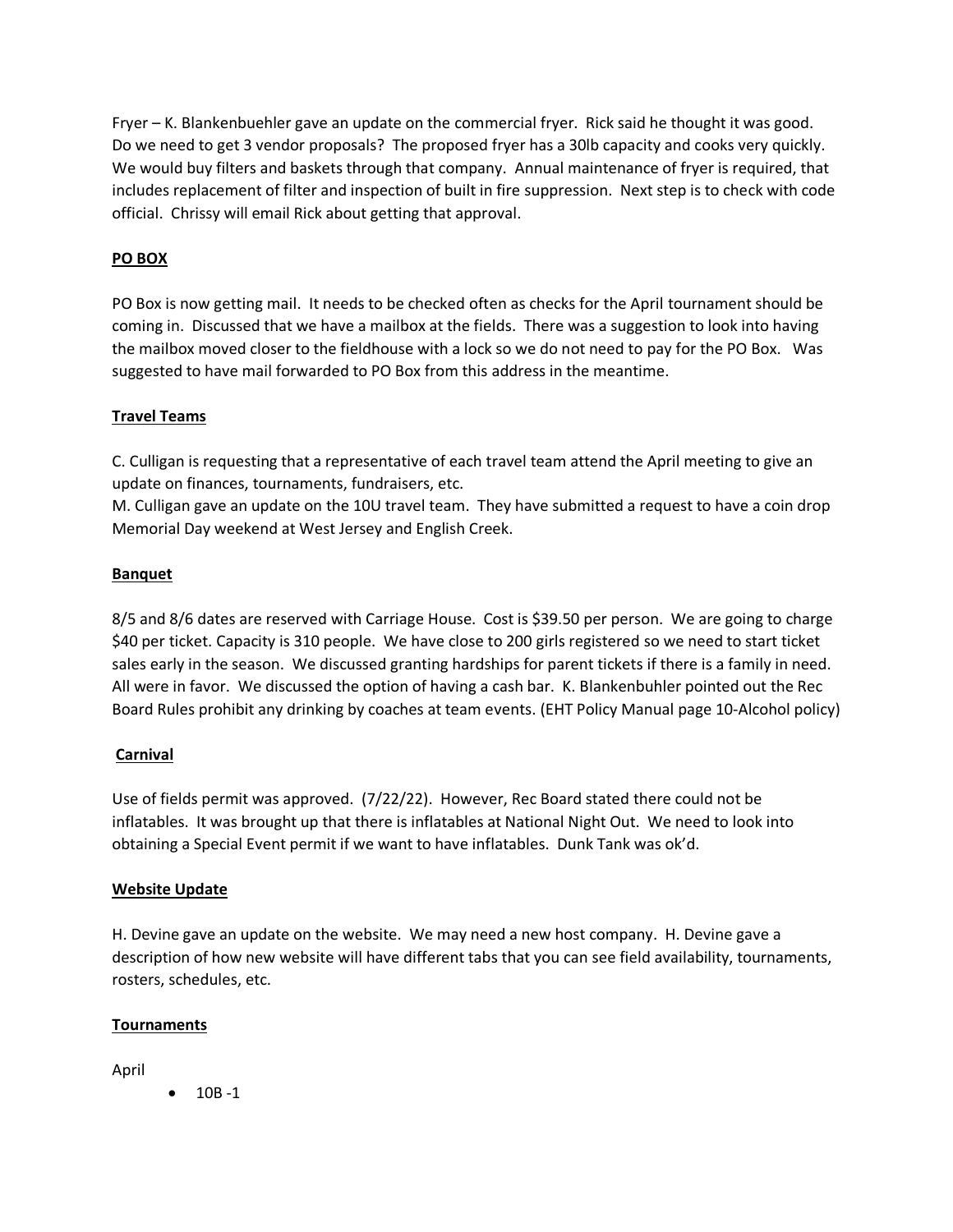Fryer – K. Blankenbuehler gave an update on the commercial fryer. Rick said he thought it was good. Do we need to get 3 vendor proposals? The proposed fryer has a 30lb capacity and cooks very quickly. We would buy filters and baskets through that company. Annual maintenance of fryer is required, that includes replacement of filter and inspection of built in fire suppression. Next step is to check with code official. Chrissy will email Rick about getting that approval.

**PO BOX**

PO Box is now getting mail. It needs to be checked often as checks for the April tournament should be coming in. Discussed that we have a mailbox at the fields. There was a suggestion to look into having the mailbox moved closer to the fieldhouse with a lock so we do not need to pay for the PO Box. Was suggested to have mail forwarded to PO Box from this address in the meantime.

**Travel Teams**

C. Culligan is requesting that a representative of each travel team attend the April meeting to give an update on finances, tournaments, fundraisers, etc.
M. Culligan gave an update on the 10U travel team. They have submitted a request to have a coin drop Memorial Day weekend at West Jersey and English Creek.

**Banquet**

8/5 and 8/6 dates are reserved with Carriage House. Cost is $39.50 per person. We are going to charge $40 per ticket. Capacity is 310 people. We have close to 200 girls registered so we need to start ticket sales early in the season. We discussed granting hardships for parent tickets if there is a family in need. All were in favor. We discussed the option of having a cash bar. K. Blankenbuhler pointed out the Rec Board Rules prohibit any drinking by coaches at team events. (EHT Policy Manual page 10-Alcohol policy)

**Carnival**

Use of fields permit was approved. (7/22/22). However, Rec Board stated there could not be inflatables. It was brought up that there is inflatables at National Night Out. We need to look into obtaining a Special Event permit if we want to have inflatables. Dunk Tank was ok'd.

**Website Update**

H. Devine gave an update on the website. We may need a new host company. H. Devine gave a description of how new website will have different tabs that you can see field availability, tournaments, rosters, schedules, etc.

**Tournaments**

April

- 10B -1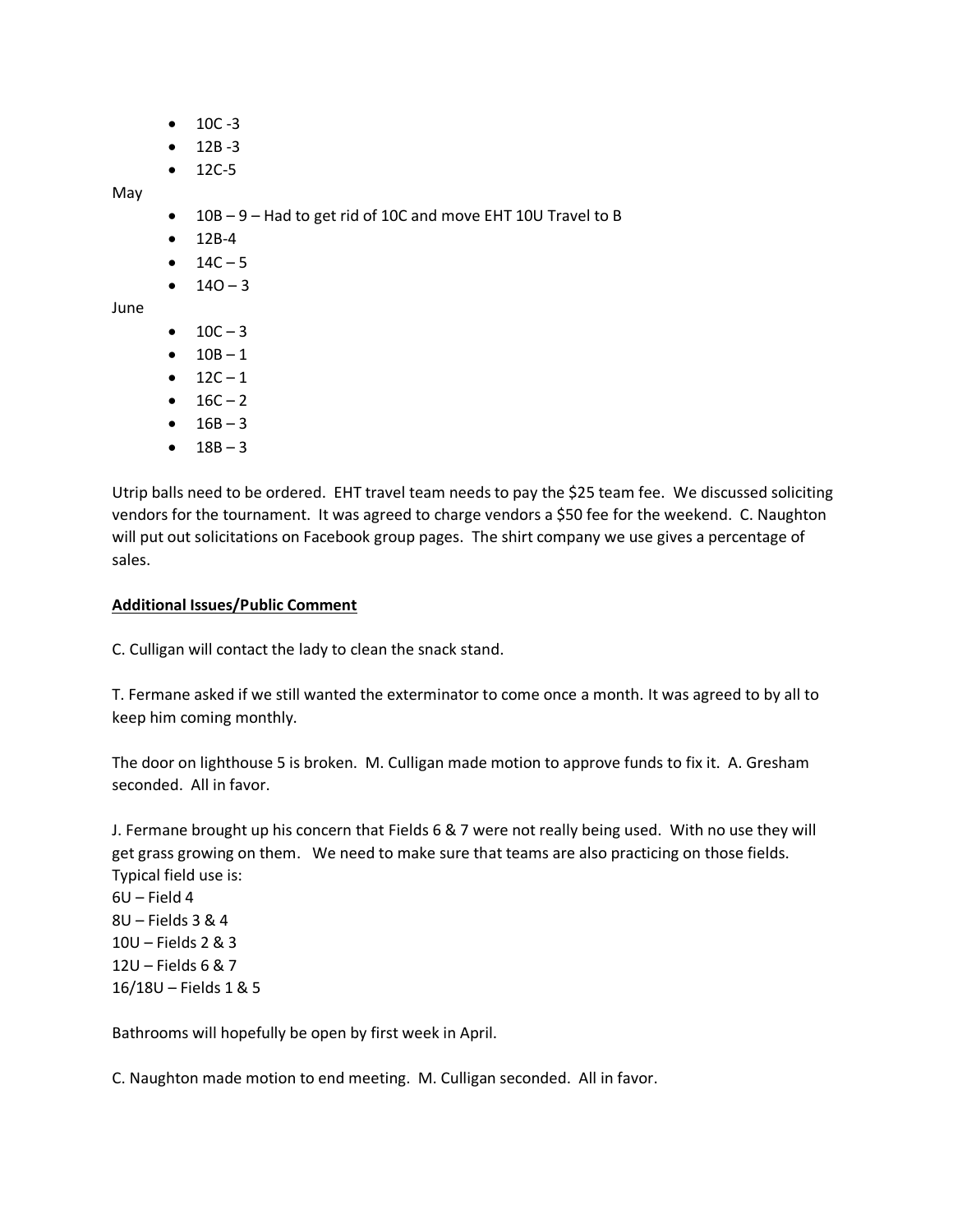- 10C -3
- 12B -3
- 12C-5

May

- 10B – 9 – Had to get rid of 10C and move EHT 10U Travel to B
- 12B-4
- 14C – 5
- 14O – 3

June

- 10C – 3
- 10B – 1
- 12C – 1
- 16C – 2
- 16B – 3
- 18B – 3

Utrip balls need to be ordered. EHT travel team needs to pay the $25 team fee. We discussed soliciting vendors for the tournament. It was agreed to charge vendors a $50 fee for the weekend. C. Naughton will put out solicitations on Facebook group pages. The shirt company we use gives a percentage of sales.

**Additional Issues/Public Comment**

C. Culligan will contact the lady to clean the snack stand.

T. Fermane asked if we still wanted the exterminator to come once a month. It was agreed to by all to keep him coming monthly.

The door on lighthouse 5 is broken. M. Culligan made motion to approve funds to fix it. A. Gresham seconded. All in favor.

J. Fermane brought up his concern that Fields 6 & 7 were not really being used. With no use they will get grass growing on them. We need to make sure that teams are also practicing on those fields.
Typical field use is:
6U – Field 4
8U – Fields 3 & 4
10U – Fields 2 & 3
12U – Fields 6 & 7
16/18U – Fields 1 & 5

Bathrooms will hopefully be open by first week in April.

C. Naughton made motion to end meeting. M. Culligan seconded. All in favor.